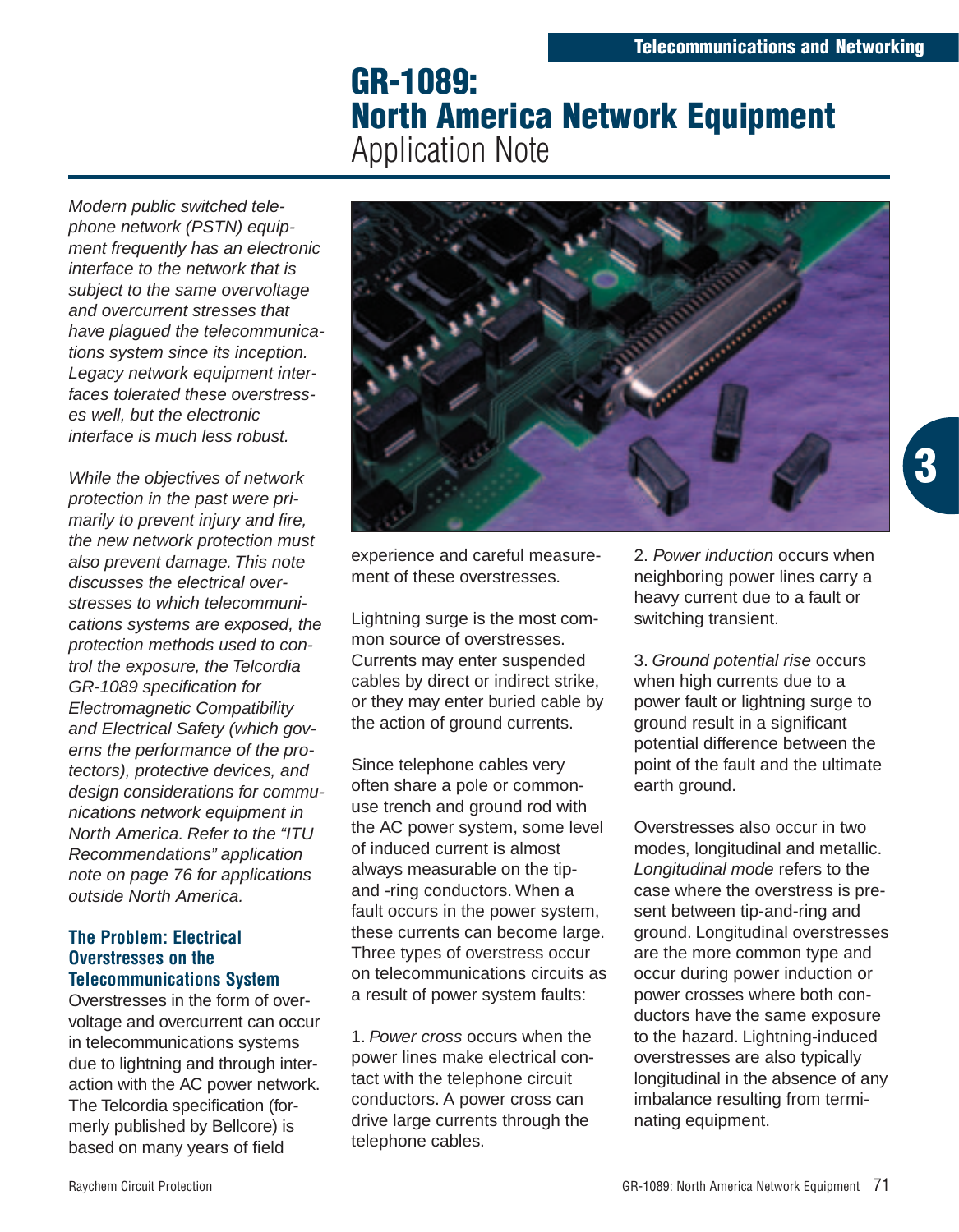# GR-1089: North America Network Equipment

Application Note

*Modern public switched telephone network (PSTN) equipment frequently has an electronic interface to the network that is subject to the same overvoltage and overcurrent stresses that have plagued the telecommunications system since its inception. Legacy network equipment interfaces tolerated these overstresses well, but the electronic interface is much less robust.*

*While the objectives of network protection in the past were primarily to prevent injury and fire, the new network protection must also prevent damage. This note discusses the electrical overstresses to which telecommunications systems are exposed, the protection methods used to control the exposure, the Telcordia GR-1089 specification for Electromagnetic Compatibility and Electrical Safety (which governs the performance of the protectors), protective devices, and design considerations for communications network equipment in North America. Refer to the "ITU Recommendations" application note on page 76 for applications outside North America.*

### The Problem: Electrical Overstresses on the Telecommunications System

Overstresses in the form of overvoltage and overcurrent can occur in telecommunications systems due to lightning and through interaction with the AC power network. The Telcordia specification (formerly published by Bellcore) is based on many years of field experience and careful measurement of these overstresses.

Lightning surge is the most common source of overstresses. Currents may enter suspended cables by direct or indirect strike, or they may enter buried cable by the action of ground currents.

Since telephone cables very often share a pole or common-use trench and ground rod with the AC power system, some level of induced current is almost always measurable on the tip- and -ring conductors. When a fault occurs in the power system, these currents can become large. Three types of overstress occur on telecommunications circuits as a result of power system faults:

1. *Power cross* occurs when the power lines make electrical contact with the telephone circuit conductors. A power cross can drive large currents through the telephone cables.

2. *Power induction* occurs when neighboring power lines carry a heavy current due to a fault or switching transient.

3. *Ground potential rise* occurs when high currents due to a power fault or lightning surge to ground result in a significant potential difference between the point of the fault and the ultimate earth ground.

Overstresses also occur in two modes, longitudinal and metallic. *Longitudinal mode* refers to the case where the overstress is present between tip-and-ring and ground. Longitudinal overstresses are the more common type and occur during power induction or power crosses where both conductors have the same exposure to the hazard. Lightning-induced overstresses are also typically longitudinal in the absence of any imbalance resulting from terminating equipment.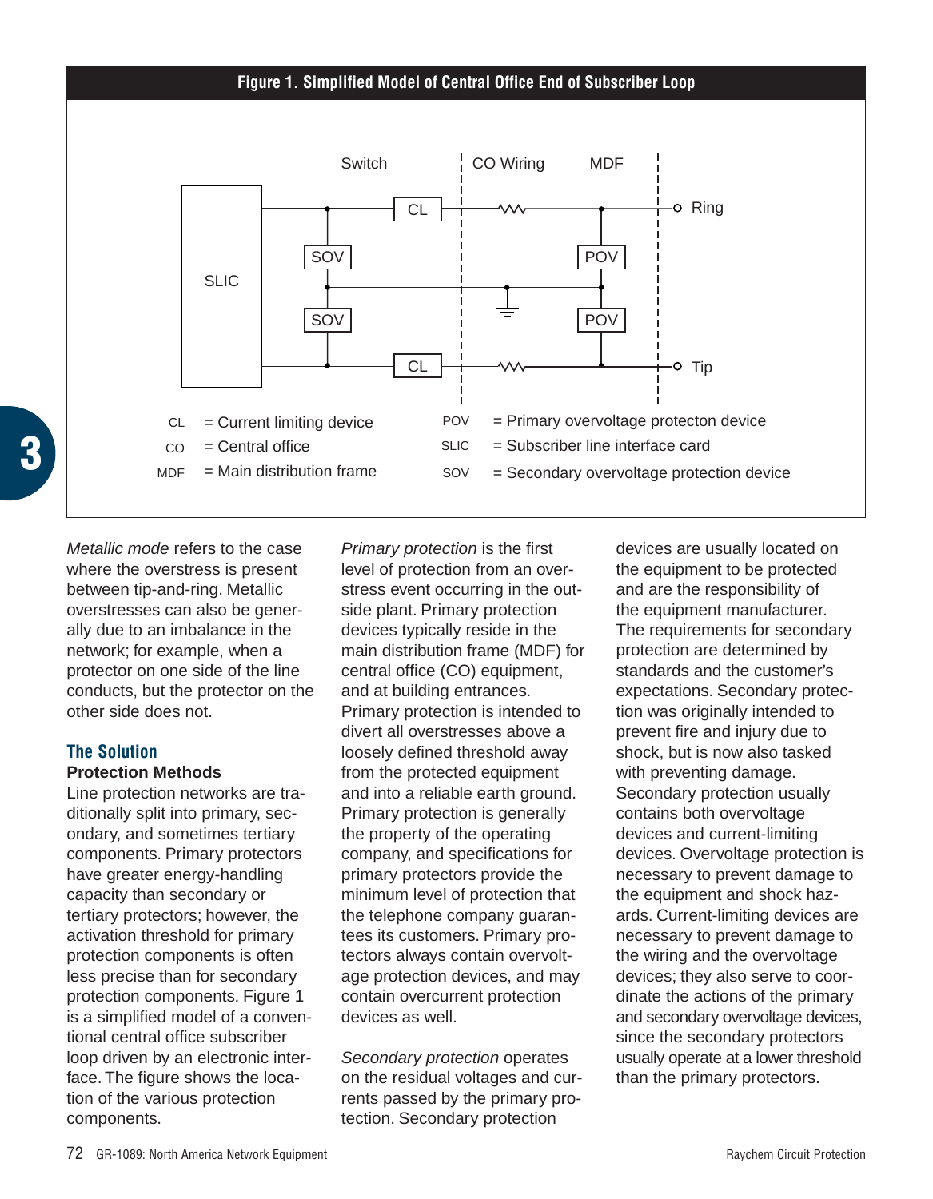**Figure 1. Simplified Model of Central Office End of Subscriber Loop**

| Abbreviation | Meaning |
|---|---|
| CL | = Current limiting device |
| CO | = Central office |
| MDF | = Main distribution frame |
| POV | = Primary overvoltage protecton device |
| SLIC | = Subscriber line interface card |
| SOV | = Secondary overvoltage protection device |

*Metallic mode* refers to the case where the overstress is present between tip-and-ring. Metallic overstresses can also be generally due to an imbalance in the network; for example, when a protector on one side of the line conducts, but the protector on the other side does not.

## The Solution

### Protection Methods

Line protection networks are traditionally split into primary, secondary, and sometimes tertiary components. Primary protectors have greater energy-handling capacity than secondary or tertiary protectors; however, the activation threshold for primary protection components is often less precise than for secondary protection components. Figure 1 is a simplified model of a conventional central office subscriber loop driven by an electronic interface. The figure shows the location of the various protection components.

*Primary protection* is the first level of protection from an overstress event occurring in the outside plant. Primary protection devices typically reside in the main distribution frame (MDF) for central office (CO) equipment, and at building entrances. Primary protection is intended to divert all overstresses above a loosely defined threshold away from the protected equipment and into a reliable earth ground. Primary protection is generally the property of the operating company, and specifications for primary protectors provide the minimum level of protection that the telephone company guarantees its customers. Primary protectors always contain overvoltage protection devices, and may contain overcurrent protection devices as well.

*Secondary protection* operates on the residual voltages and currents passed by the primary protection. Secondary protection devices are usually located on the equipment to be protected and are the responsibility of the equipment manufacturer. The requirements for secondary protection are determined by standards and the customer's expectations. Secondary protection was originally intended to prevent fire and injury due to shock, but is now also tasked with preventing damage. Secondary protection usually contains both overvoltage devices and current-limiting devices. Overvoltage protection is necessary to prevent damage to the equipment and shock hazards. Current-limiting devices are necessary to prevent damage to the wiring and the overvoltage devices; they also serve to coordinate the actions of the primary and secondary overvoltage devices, since the secondary protectors usually operate at a lower threshold than the primary protectors.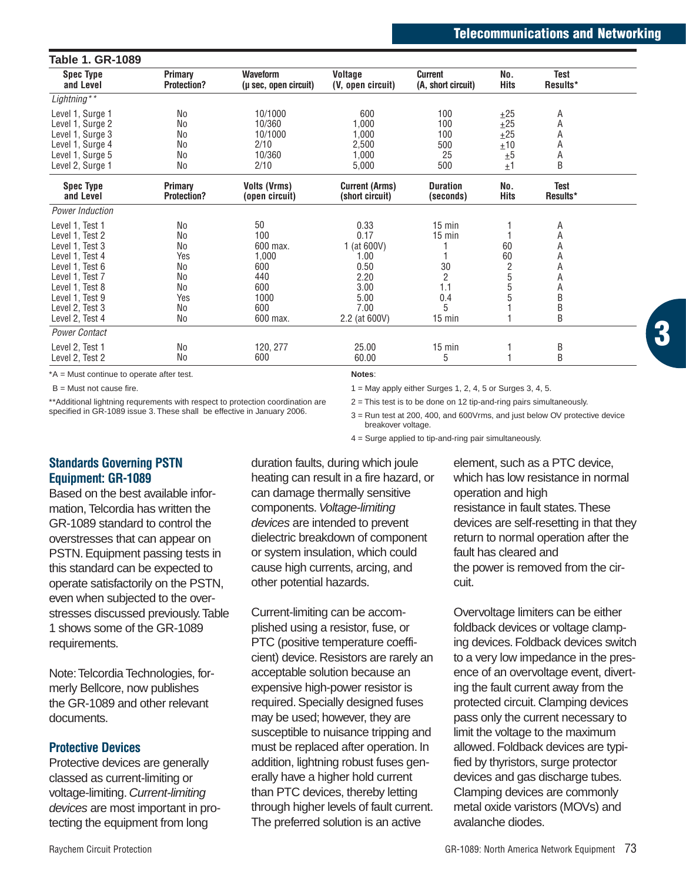**Table 1. GR-1089**

| Spec Type and Level | Primary Protection? | Waveform (μ sec, open circuit) | Voltage (V, open circuit) | Current (A, short circuit) | No. Hits | Test Results* |
|---|---|---|---|---|---|---|
| *Lightning*** | | | | | | |
| Level 1, Surge 1 | No | 10/1000 | 600 | 100 | ±25 | A |
| Level 1, Surge 2 | No | 10/360 | 1,000 | 100 | ±25 | A |
| Level 1, Surge 3 | No | 10/1000 | 1,000 | 100 | ±25 | A |
| Level 1, Surge 4 | No | 2/10 | 2,500 | 500 | ±10 | A |
| Level 1, Surge 5 | No | 10/360 | 1,000 | 25 | ±5 | A |
| Level 2, Surge 1 | No | 2/10 | 5,000 | 500 | ±1 | B |
| **Spec Type and Level** | **Primary Protection?** | **Volts (Vrms) (open circuit)** | **Current (Arms) (short circuit)** | **Duration (seconds)** | **No. Hits** | **Test Results*** |
| *Power Induction* | | | | | | |
| Level 1, Test 1 | No | 50 | 0.33 | 15 min | 1 | A |
| Level 1, Test 2 | No | 100 | 0.17 | 15 min | 1 | A |
| Level 1, Test 3 | No | 600 max. | 1 (at 600V) | 1 | 60 | A |
| Level 1, Test 4 | Yes | 1,000 | 1.00 | 1 | 60 | A |
| Level 1, Test 6 | No | 600 | 0.50 | 30 | 2 | A |
| Level 1, Test 7 | No | 440 | 2.20 | 2 | 5 | A |
| Level 1, Test 8 | No | 600 | 3.00 | 1.1 | 5 | A |
| Level 1, Test 9 | Yes | 1000 | 5.00 | 0.4 | 5 | B |
| Level 2, Test 3 | No | 600 | 7.00 | 5 | 1 | B |
| Level 2, Test 4 | No | 600 max. | 2.2 (at 600V) | 15 min | 1 | B |
| *Power Contact* | | | | | | |
| Level 2, Test 1 | No | 120, 277 | 25.00 | 15 min | 1 | B |
| Level 2, Test 2 | No | 600 | 60.00 | 5 | 1 | B |

*A = Must continue to operate after test.

B = Must not cause fire.

**Additional lightning requrements with respect to protection coordination are specified in GR-1089 issue 3. These shall be effective in January 2006.

**Notes**:

1 = May apply either Surges 1, 2, 4, 5 or Surges 3, 4, 5.

2 = This test is to be done on 12 tip-and-ring pairs simultaneously.

3 = Run test at 200, 400, and 600Vrms, and just below OV protective device breakover voltage.

4 = Surge applied to tip-and-ring pair simultaneously.

## Standards Governing PSTN Equipment: GR-1089

Based on the best available information, Telcordia has written the GR-1089 standard to control the overstresses that can appear on PSTN. Equipment passing tests in this standard can be expected to operate satisfactorily on the PSTN, even when subjected to the overstresses discussed previously. Table 1 shows some of the GR-1089 requirements.

Note: Telcordia Technologies, formerly Bellcore, now publishes the GR-1089 and other relevant documents.

## Protective Devices

Protective devices are generally classed as current-limiting or voltage-limiting. *Current-limiting devices* are most important in protecting the equipment from long duration faults, during which joule heating can result in a fire hazard, or can damage thermally sensitive components. *Voltage-limiting devices* are intended to prevent dielectric breakdown of component or system insulation, which could cause high currents, arcing, and other potential hazards.

Current-limiting can be accomplished using a resistor, fuse, or PTC (positive temperature coefficient) device. Resistors are rarely an acceptable solution because an expensive high-power resistor is required. Specially designed fuses may be used; however, they are susceptible to nuisance tripping and must be replaced after operation. In addition, lightning robust fuses generally have a higher hold current than PTC devices, thereby letting through higher levels of fault current. The preferred solution is an active element, such as a PTC device, which has low resistance in normal operation and high resistance in fault states. These devices are self-resetting in that they return to normal operation after the fault has cleared and the power is removed from the circuit.

Overvoltage limiters can be either foldback devices or voltage clamping devices. Foldback devices switch to a very low impedance in the presence of an overvoltage event, diverting the fault current away from the protected circuit. Clamping devices pass only the current necessary to limit the voltage to the maximum allowed. Foldback devices are typified by thyristors, surge protector devices and gas discharge tubes. Clamping devices are commonly metal oxide varistors (MOVs) and avalanche diodes.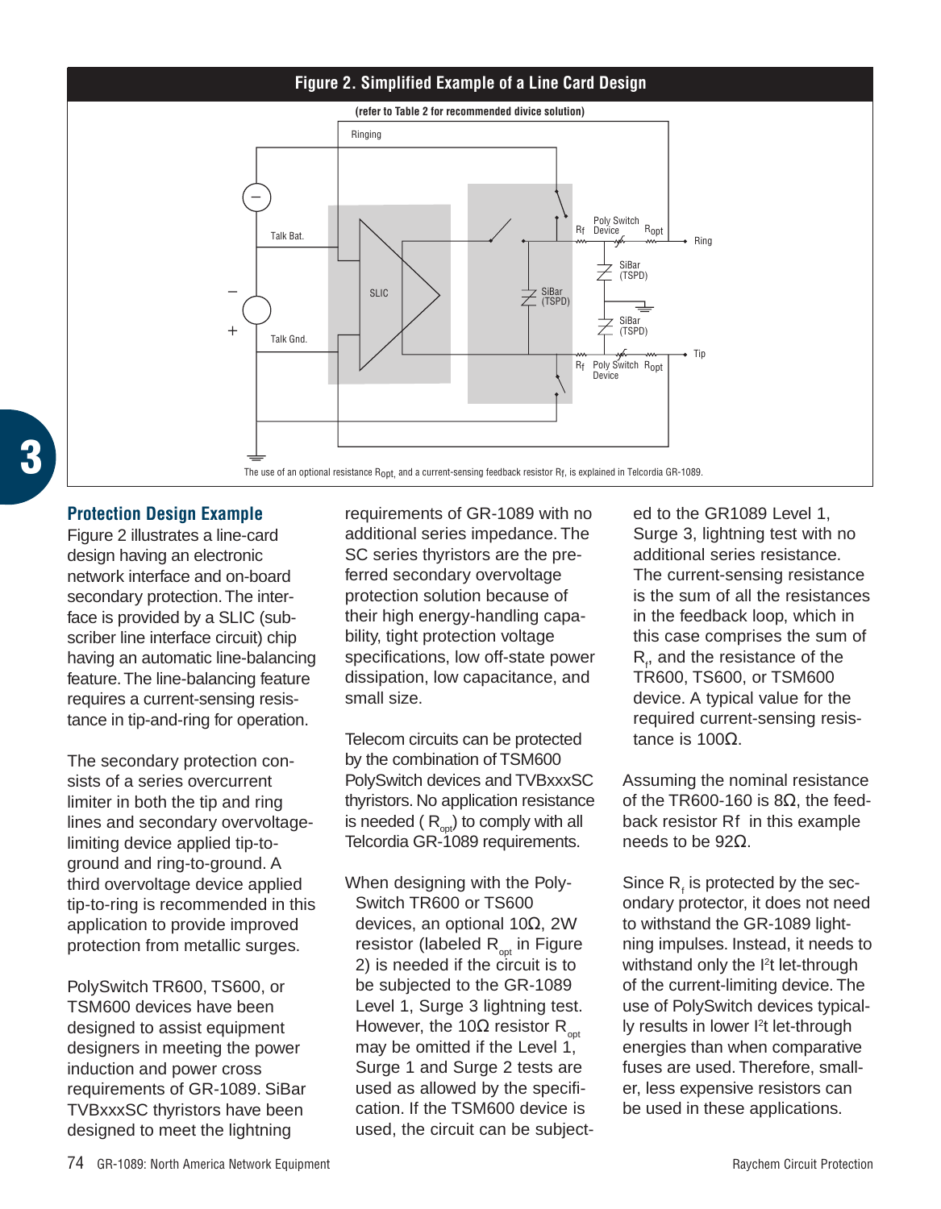**Figure 2. Simplified Example of a Line Card Design**

(refer to Table 2 for recommended divice solution)

The use of an optional resistance $R_{opt}$, and a current-sensing feedback resistor $R_f$, is explained in Telcordia GR-1089.

## Protection Design Example

Figure 2 illustrates a line-card design having an electronic network interface and on-board secondary protection. The interface is provided by a SLIC (subscriber line interface circuit) chip having an automatic line-balancing feature. The line-balancing feature requires a current-sensing resistance in tip-and-ring for operation.

The secondary protection consists of a series overcurrent limiter in both the tip and ring lines and secondary overvoltage-limiting device applied tip-to-ground and ring-to-ground. A third overvoltage device applied tip-to-ring is recommended in this application to provide improved protection from metallic surges.

PolySwitch TR600, TS600, or TSM600 devices have been designed to assist equipment designers in meeting the power induction and power cross requirements of GR-1089. SiBar TVBxxxSC thyristors have been designed to meet the lightning requirements of GR-1089 with no additional series impedance. The SC series thyristors are the preferred secondary overvoltage protection solution because of their high energy-handling capability, tight protection voltage specifications, low off-state power dissipation, low capacitance, and small size.

Telecom circuits can be protected by the combination of TSM600 PolySwitch devices and TVBxxxSC thyristors. No application resistance is needed ( $R_{opt}$) to comply with all Telcordia GR-1089 requirements.

When designing with the PolySwitch TR600 or TS600 devices, an optional 10Ω, 2W resistor (labeled $R_{opt}$ in Figure 2) is needed if the circuit is to be subjected to the GR-1089 Level 1, Surge 3 lightning test. However, the 10Ω resistor $R_{opt}$ may be omitted if the Level 1, Surge 1 and Surge 2 tests are used as allowed by the specification. If the TSM600 device is used, the circuit can be subjected to the GR1089 Level 1, Surge 3, lightning test with no additional series resistance. The current-sensing resistance is the sum of all the resistances in the feedback loop, which in this case comprises the sum of $R_f$, and the resistance of the TR600, TS600, or TSM600 device. A typical value for the required current-sensing resistance is 100Ω.

Assuming the nominal resistance of the TR600-160 is 8Ω, the feedback resistor Rf in this example needs to be 92Ω.

Since $R_f$ is protected by the secondary protector, it does not need to withstand the GR-1089 lightning impulses. Instead, it needs to withstand only the $I^2t$ let-through of the current-limiting device. The use of PolySwitch devices typically results in lower $I^2t$ let-through energies than when comparative fuses are used. Therefore, smaller, less expensive resistors can be used in these applications.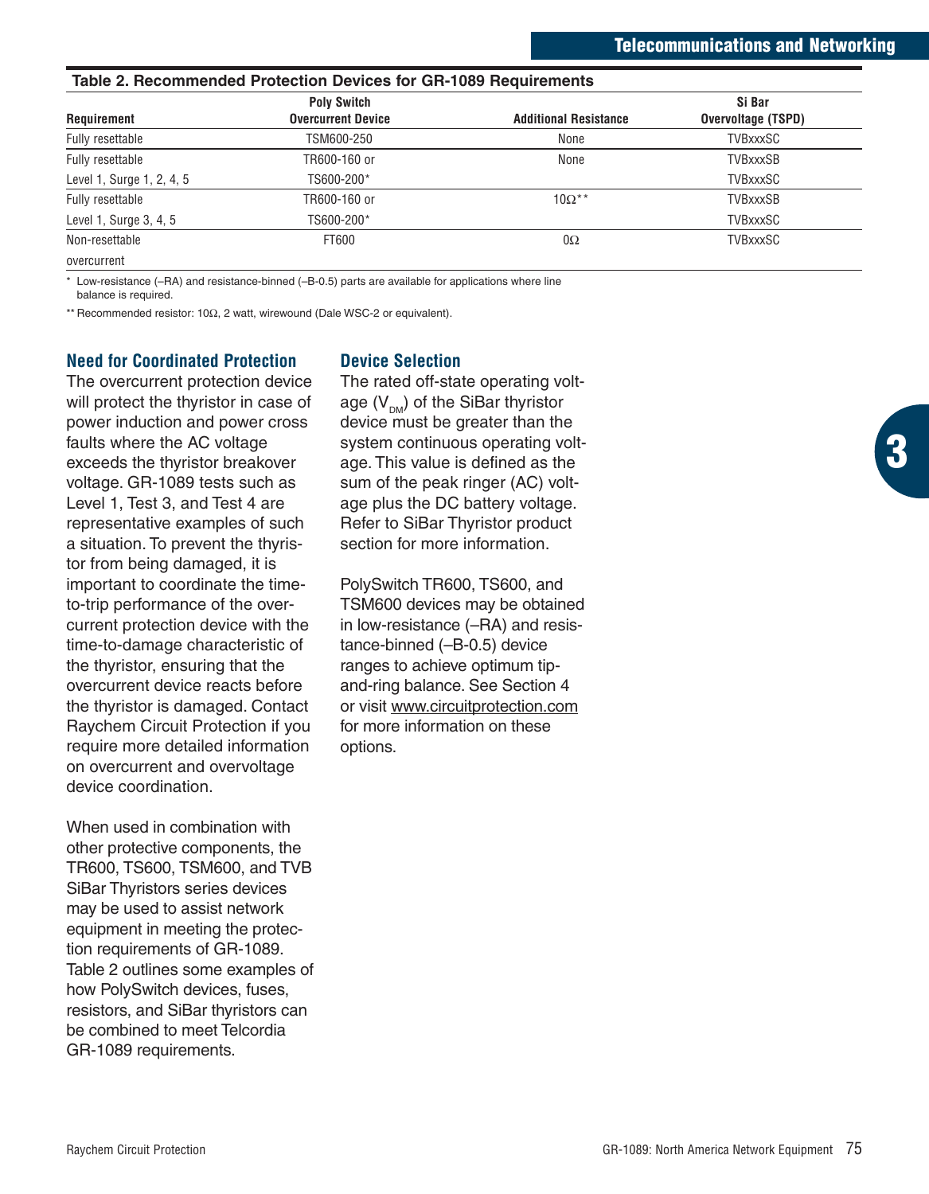**Table 2. Recommended Protection Devices for GR-1089 Requirements**

| Requirement | Poly Switch Overcurrent Device | Additional Resistance | Si Bar Overvoltage (TSPD) |
|---|---|---|---|
| Fully resettable | TSM600-250 | None | TVBxxxSC |
| Fully resettable | TR600-160 or | None | TVBxxxSB |
| Level 1, Surge 1, 2, 4, 5 | TS600-200* | | TVBxxxSC |
| Fully resettable | TR600-160 or | 10Ω** | TVBxxxSB |
| Level 1, Surge 3, 4, 5 | TS600-200* | | TVBxxxSC |
| Non-resettable overcurrent | FT600 | 0Ω | TVBxxxSC |

\* Low-resistance (–RA) and resistance-binned (–B-0.5) parts are available for applications where line balance is required.

** Recommended resistor: 10Ω, 2 watt, wirewound (Dale WSC-2 or equivalent).

## Need for Coordinated Protection

The overcurrent protection device will protect the thyristor in case of power induction and power cross faults where the AC voltage exceeds the thyristor breakover voltage. GR-1089 tests such as Level 1, Test 3, and Test 4 are representative examples of such a situation. To prevent the thyristor from being damaged, it is important to coordinate the time-to-trip performance of the overcurrent protection device with the time-to-damage characteristic of the thyristor, ensuring that the overcurrent device reacts before the thyristor is damaged. Contact Raychem Circuit Protection if you require more detailed information on overcurrent and overvoltage device coordination.

When used in combination with other protective components, the TR600, TS600, TSM600, and TVB SiBar Thyristors series devices may be used to assist network equipment in meeting the protection requirements of GR-1089. Table 2 outlines some examples of how PolySwitch devices, fuses, resistors, and SiBar thyristors can be combined to meet Telcordia GR-1089 requirements.

## Device Selection

The rated off-state operating voltage ($V_{DM}$) of the SiBar thyristor device must be greater than the system continuous operating voltage. This value is defined as the sum of the peak ringer (AC) voltage plus the DC battery voltage. Refer to SiBar Thyristor product section for more information.

PolySwitch TR600, TS600, and TSM600 devices may be obtained in low-resistance (–RA) and resistance-binned (–B-0.5) device ranges to achieve optimum tip-and-ring balance. See Section 4 or visit www.circuitprotection.com for more information on these options.